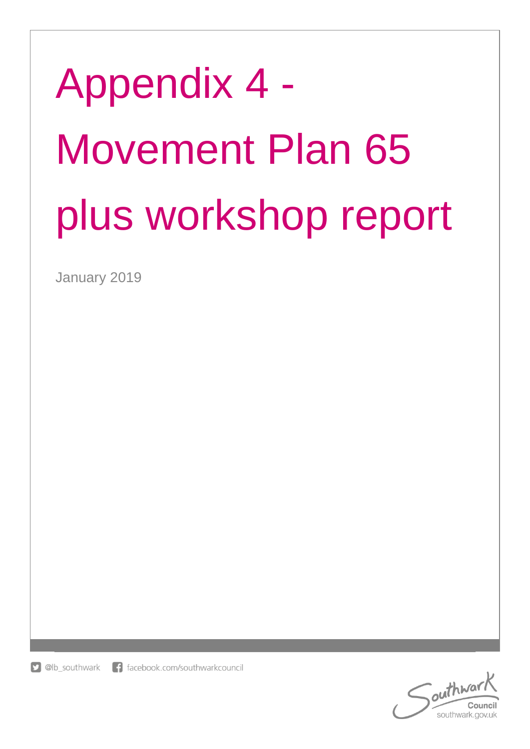# Appendix 4 - Movement Plan 65 plus workshop report

January 2019

@lb_southwark facebook.com/southwarkcouncil

Southwark Council
southwark.gov.uk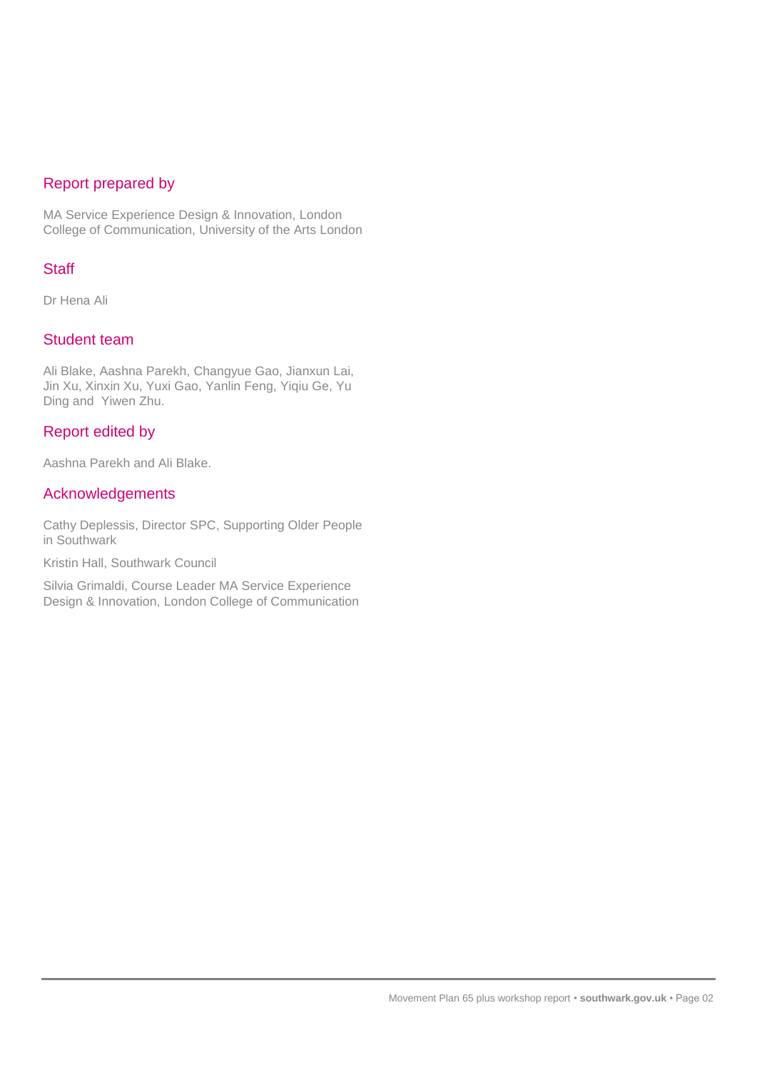## Report prepared by

MA Service Experience Design & Innovation, London College of Communication, University of the Arts London

## Staff

Dr Hena Ali

## Student team

Ali Blake, Aashna Parekh, Changyue Gao, Jianxun Lai, Jin Xu, Xinxin Xu, Yuxi Gao, Yanlin Feng, Yiqiu Ge, Yu Ding and Yiwen Zhu.

## Report edited by

Aashna Parekh and Ali Blake.

## Acknowledgements

Cathy Deplessis, Director SPC, Supporting Older People in Southwark

Kristin Hall, Southwark Council

Silvia Grimaldi, Course Leader MA Service Experience Design & Innovation, London College of Communication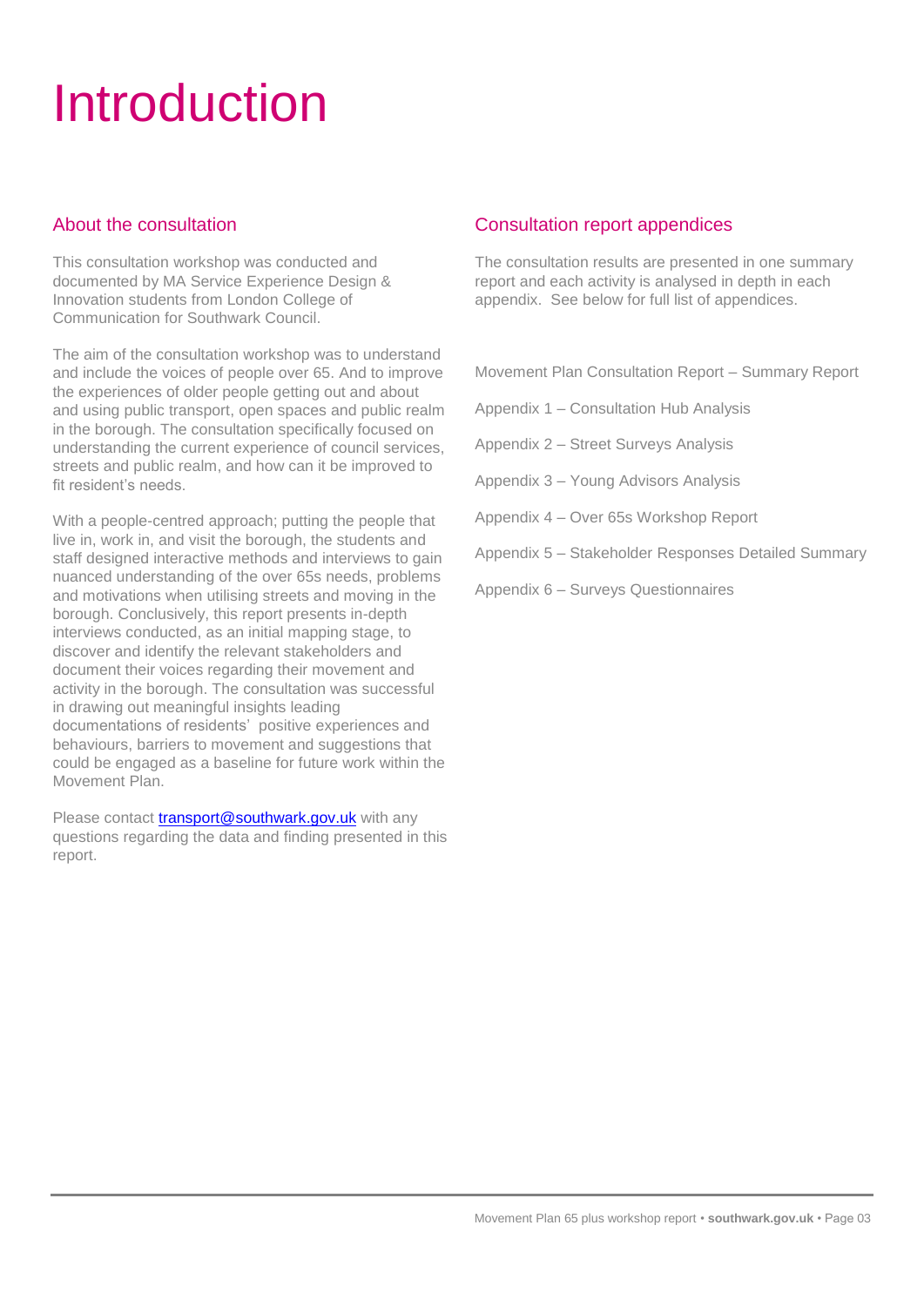# Introduction

## About the consultation

This consultation workshop was conducted and documented by MA Service Experience Design & Innovation students from London College of Communication for Southwark Council.

The aim of the consultation workshop was to understand and include the voices of people over 65. And to improve the experiences of older people getting out and about and using public transport, open spaces and public realm in the borough. The consultation specifically focused on understanding the current experience of council services, streets and public realm, and how can it be improved to fit resident's needs.

With a people-centred approach; putting the people that live in, work in, and visit the borough, the students and staff designed interactive methods and interviews to gain nuanced understanding of the over 65s needs, problems and motivations when utilising streets and moving in the borough. Conclusively, this report presents in-depth interviews conducted, as an initial mapping stage, to discover and identify the relevant stakeholders and document their voices regarding their movement and activity in the borough. The consultation was successful in drawing out meaningful insights leading documentations of residents' positive experiences and behaviours, barriers to movement and suggestions that could be engaged as a baseline for future work within the Movement Plan.

Please contact [transport@southwark.gov.uk](mailto:transport@southwark.gov.uk) with any questions regarding the data and finding presented in this report.

## Consultation report appendices

The consultation results are presented in one summary report and each activity is analysed in depth in each appendix. See below for full list of appendices.

Movement Plan Consultation Report – Summary Report

Appendix 1 – Consultation Hub Analysis

Appendix 2 – Street Surveys Analysis

Appendix 3 – Young Advisors Analysis

Appendix 4 – Over 65s Workshop Report

Appendix 5 – Stakeholder Responses Detailed Summary

Appendix 6 – Surveys Questionnaires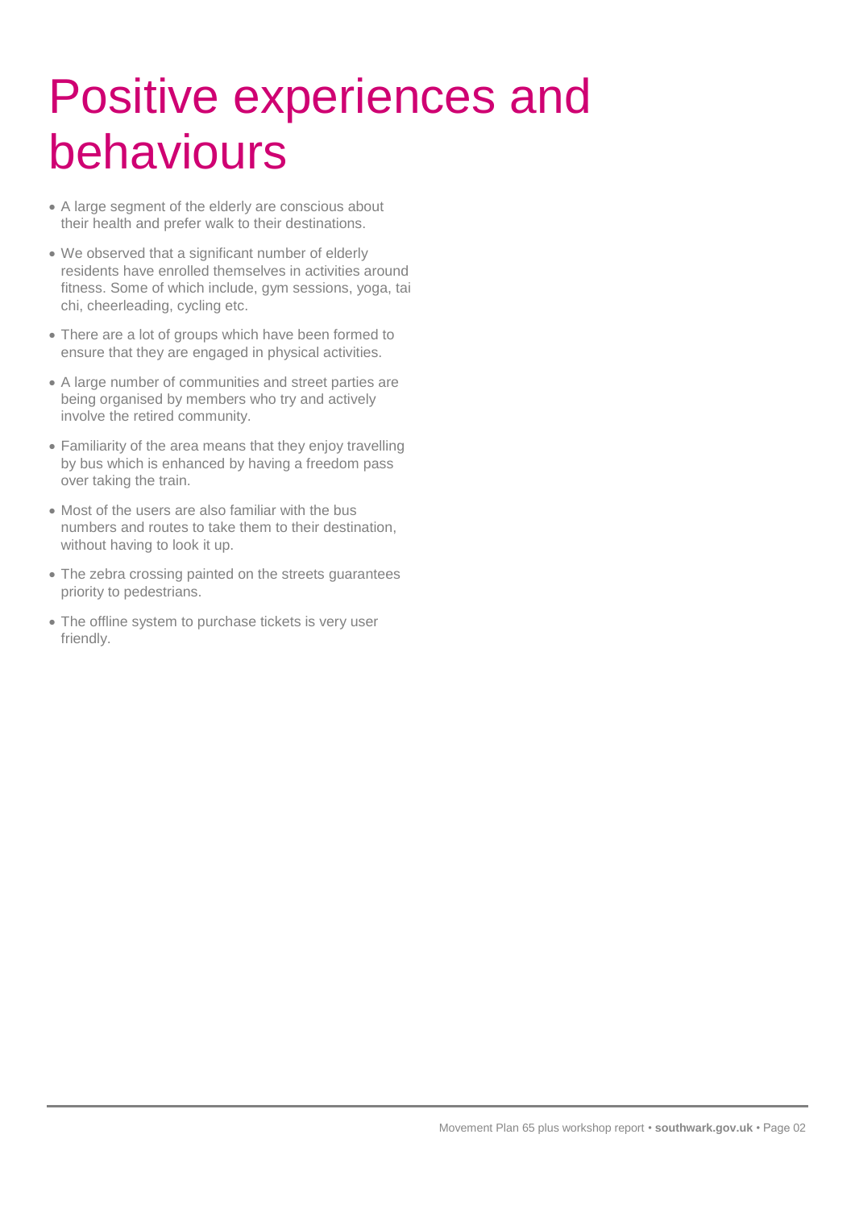# Positive experiences and behaviours

- A large segment of the elderly are conscious about their health and prefer walk to their destinations.
- We observed that a significant number of elderly residents have enrolled themselves in activities around fitness. Some of which include, gym sessions, yoga, tai chi, cheerleading, cycling etc.
- There are a lot of groups which have been formed to ensure that they are engaged in physical activities.
- A large number of communities and street parties are being organised by members who try and actively involve the retired community.
- Familiarity of the area means that they enjoy travelling by bus which is enhanced by having a freedom pass over taking the train.
- Most of the users are also familiar with the bus numbers and routes to take them to their destination, without having to look it up.
- The zebra crossing painted on the streets guarantees priority to pedestrians.
- The offline system to purchase tickets is very user friendly.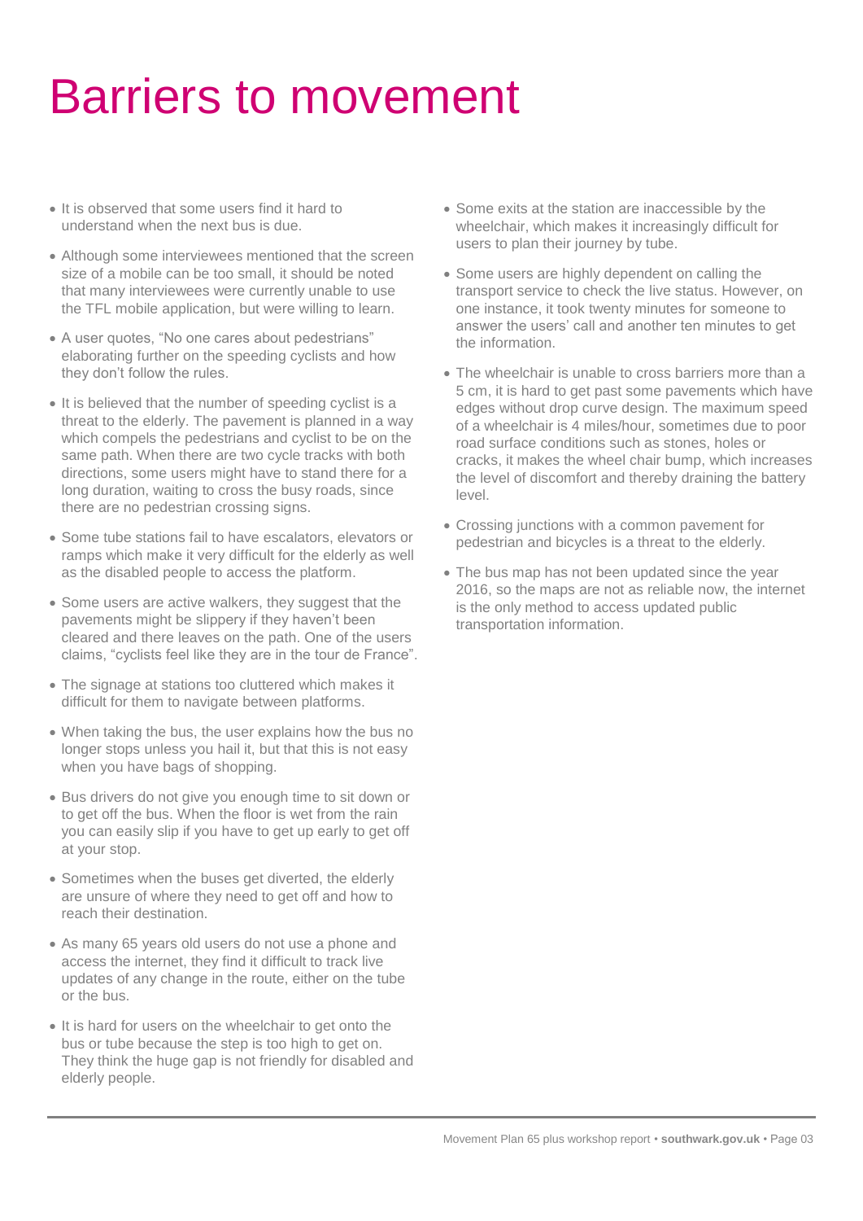# Barriers to movement

- It is observed that some users find it hard to understand when the next bus is due.
- Although some interviewees mentioned that the screen size of a mobile can be too small, it should be noted that many interviewees were currently unable to use the TFL mobile application, but were willing to learn.
- A user quotes, "No one cares about pedestrians" elaborating further on the speeding cyclists and how they don't follow the rules.
- It is believed that the number of speeding cyclist is a threat to the elderly. The pavement is planned in a way which compels the pedestrians and cyclist to be on the same path. When there are two cycle tracks with both directions, some users might have to stand there for a long duration, waiting to cross the busy roads, since there are no pedestrian crossing signs.
- Some tube stations fail to have escalators, elevators or ramps which make it very difficult for the elderly as well as the disabled people to access the platform.
- Some users are active walkers, they suggest that the pavements might be slippery if they haven't been cleared and there leaves on the path. One of the users claims, "cyclists feel like they are in the tour de France".
- The signage at stations too cluttered which makes it difficult for them to navigate between platforms.
- When taking the bus, the user explains how the bus no longer stops unless you hail it, but that this is not easy when you have bags of shopping.
- Bus drivers do not give you enough time to sit down or to get off the bus. When the floor is wet from the rain you can easily slip if you have to get up early to get off at your stop.
- Sometimes when the buses get diverted, the elderly are unsure of where they need to get off and how to reach their destination.
- As many 65 years old users do not use a phone and access the internet, they find it difficult to track live updates of any change in the route, either on the tube or the bus.
- It is hard for users on the wheelchair to get onto the bus or tube because the step is too high to get on. They think the huge gap is not friendly for disabled and elderly people.
- Some exits at the station are inaccessible by the wheelchair, which makes it increasingly difficult for users to plan their journey by tube.
- Some users are highly dependent on calling the transport service to check the live status. However, on one instance, it took twenty minutes for someone to answer the users' call and another ten minutes to get the information.
- The wheelchair is unable to cross barriers more than a 5 cm, it is hard to get past some pavements which have edges without drop curve design. The maximum speed of a wheelchair is 4 miles/hour, sometimes due to poor road surface conditions such as stones, holes or cracks, it makes the wheel chair bump, which increases the level of discomfort and thereby draining the battery level.
- Crossing junctions with a common pavement for pedestrian and bicycles is a threat to the elderly.
- The bus map has not been updated since the year 2016, so the maps are not as reliable now, the internet is the only method to access updated public transportation information.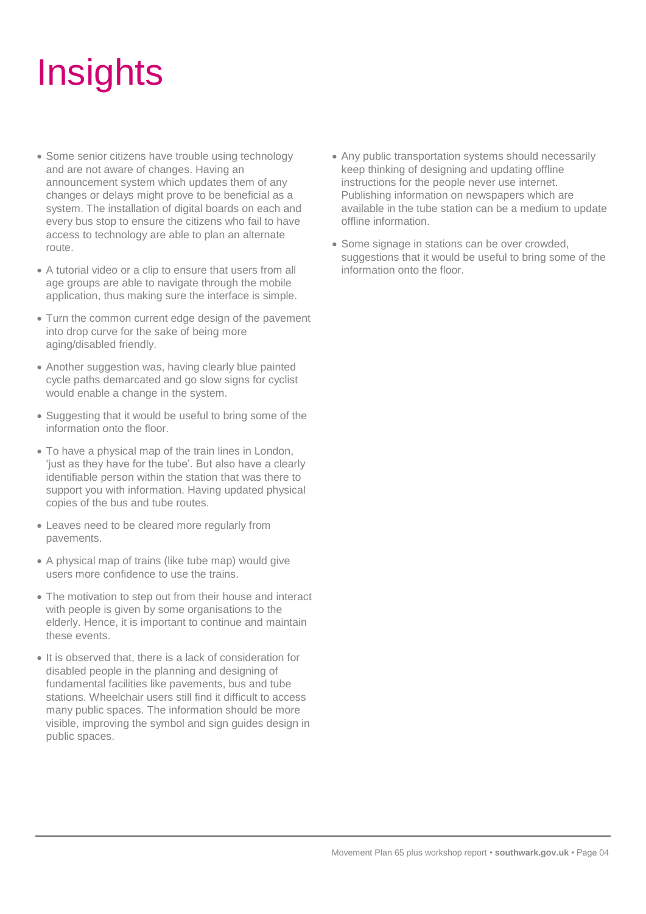# Insights

- Some senior citizens have trouble using technology and are not aware of changes. Having an announcement system which updates them of any changes or delays might prove to be beneficial as a system. The installation of digital boards on each and every bus stop to ensure the citizens who fail to have access to technology are able to plan an alternate route.
- A tutorial video or a clip to ensure that users from all age groups are able to navigate through the mobile application, thus making sure the interface is simple.
- Turn the common current edge design of the pavement into drop curve for the sake of being more aging/disabled friendly.
- Another suggestion was, having clearly blue painted cycle paths demarcated and go slow signs for cyclist would enable a change in the system.
- Suggesting that it would be useful to bring some of the information onto the floor.
- To have a physical map of the train lines in London, 'just as they have for the tube'. But also have a clearly identifiable person within the station that was there to support you with information. Having updated physical copies of the bus and tube routes.
- Leaves need to be cleared more regularly from pavements.
- A physical map of trains (like tube map) would give users more confidence to use the trains.
- The motivation to step out from their house and interact with people is given by some organisations to the elderly. Hence, it is important to continue and maintain these events.
- It is observed that, there is a lack of consideration for disabled people in the planning and designing of fundamental facilities like pavements, bus and tube stations. Wheelchair users still find it difficult to access many public spaces. The information should be more visible, improving the symbol and sign guides design in public spaces.
- Any public transportation systems should necessarily keep thinking of designing and updating offline instructions for the people never use internet. Publishing information on newspapers which are available in the tube station can be a medium to update offline information.
- Some signage in stations can be over crowded, suggestions that it would be useful to bring some of the information onto the floor.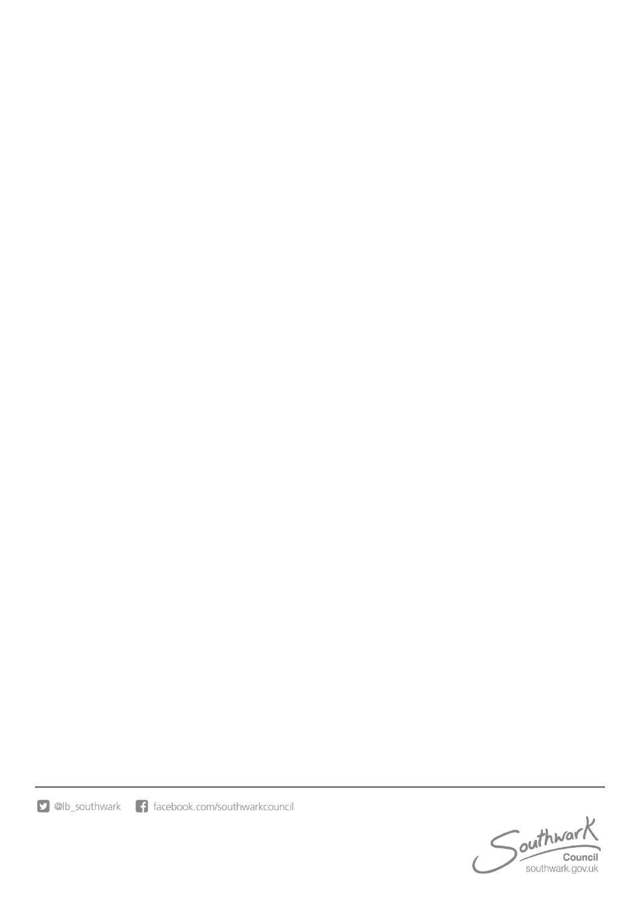@lb_southwark facebook.com/southwarkcouncil

Southwark Council
southwark.gov.uk